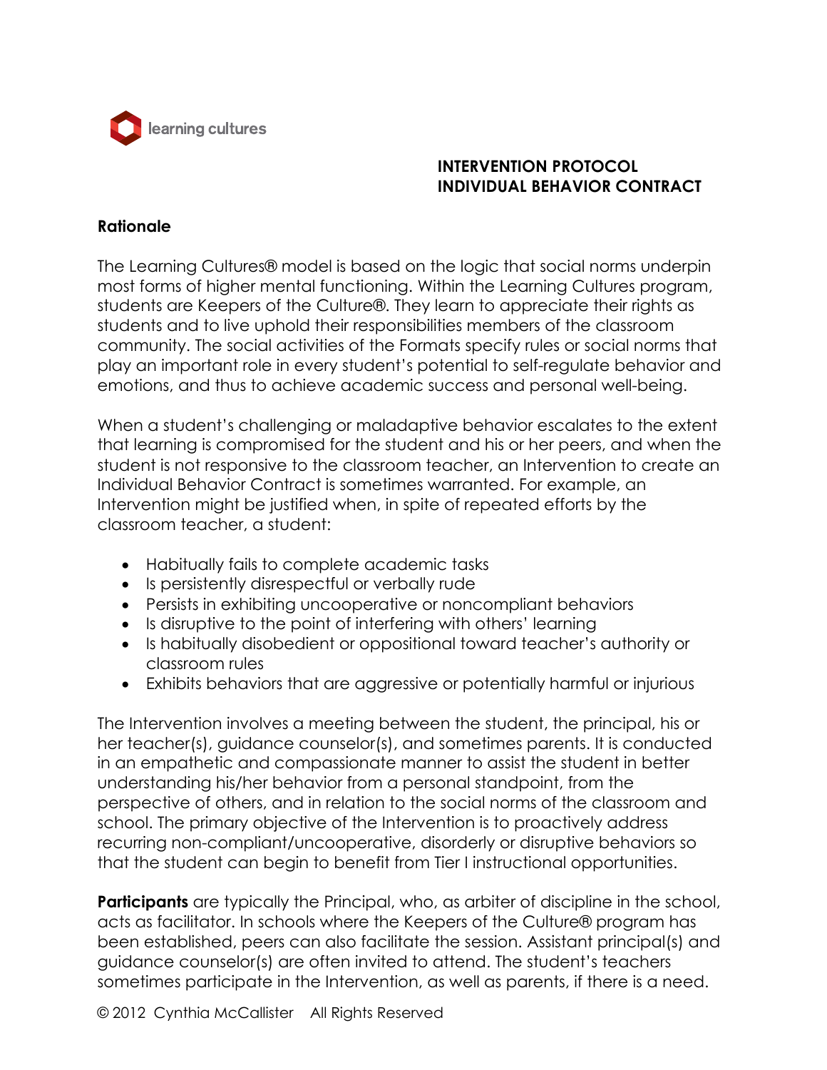learning cultures

# INTERVENTION PROTOCOL
# INDIVIDUAL BEHAVIOR CONTRACT

## Rationale

The Learning Cultures® model is based on the logic that social norms underpin most forms of higher mental functioning. Within the Learning Cultures program, students are Keepers of the Culture®. They learn to appreciate their rights as students and to live uphold their responsibilities members of the classroom community. The social activities of the Formats specify rules or social norms that play an important role in every student's potential to self-regulate behavior and emotions, and thus to achieve academic success and personal well-being.

When a student's challenging or maladaptive behavior escalates to the extent that learning is compromised for the student and his or her peers, and when the student is not responsive to the classroom teacher, an Intervention to create an Individual Behavior Contract is sometimes warranted. For example, an Intervention might be justified when, in spite of repeated efforts by the classroom teacher, a student:

- Habitually fails to complete academic tasks
- Is persistently disrespectful or verbally rude
- Persists in exhibiting uncooperative or noncompliant behaviors
- Is disruptive to the point of interfering with others' learning
- Is habitually disobedient or oppositional toward teacher's authority or classroom rules
- Exhibits behaviors that are aggressive or potentially harmful or injurious

The Intervention involves a meeting between the student, the principal, his or her teacher(s), guidance counselor(s), and sometimes parents. It is conducted in an empathetic and compassionate manner to assist the student in better understanding his/her behavior from a personal standpoint, from the perspective of others, and in relation to the social norms of the classroom and school. The primary objective of the Intervention is to proactively address recurring non-compliant/uncooperative, disorderly or disruptive behaviors so that the student can begin to benefit from Tier I instructional opportunities.

**Participants** are typically the Principal, who, as arbiter of discipline in the school, acts as facilitator. In schools where the Keepers of the Culture® program has been established, peers can also facilitate the session. Assistant principal(s) and guidance counselor(s) are often invited to attend. The student's teachers sometimes participate in the Intervention, as well as parents, if there is a need.

© 2012 Cynthia McCallister All Rights Reserved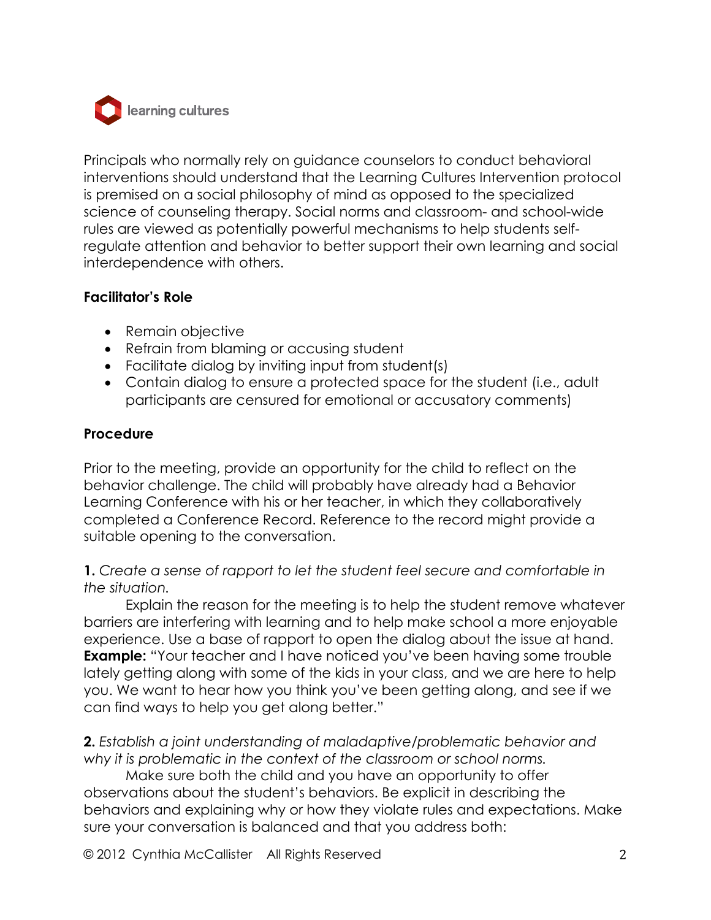Principals who normally rely on guidance counselors to conduct behavioral interventions should understand that the Learning Cultures Intervention protocol is premised on a social philosophy of mind as opposed to the specialized science of counseling therapy. Social norms and classroom- and school-wide rules are viewed as potentially powerful mechanisms to help students self-regulate attention and behavior to better support their own learning and social interdependence with others.

**Facilitator's Role**

- Remain objective
- Refrain from blaming or accusing student
- Facilitate dialog by inviting input from student(s)
- Contain dialog to ensure a protected space for the student (i.e., adult participants are censured for emotional or accusatory comments)

**Procedure**

Prior to the meeting, provide an opportunity for the child to reflect on the behavior challenge. The child will probably have already had a Behavior Learning Conference with his or her teacher, in which they collaboratively completed a Conference Record. Reference to the record might provide a suitable opening to the conversation.

**1.** *Create a sense of rapport to let the student feel secure and comfortable in the situation.*

Explain the reason for the meeting is to help the student remove whatever barriers are interfering with learning and to help make school a more enjoyable experience. Use a base of rapport to open the dialog about the issue at hand. **Example:** "Your teacher and I have noticed you've been having some trouble lately getting along with some of the kids in your class, and we are here to help you. We want to hear how you think you've been getting along, and see if we can find ways to help you get along better."

**2.** *Establish a joint understanding of maladaptive/problematic behavior and why it is problematic in the context of the classroom or school norms.*

Make sure both the child and you have an opportunity to offer observations about the student's behaviors. Be explicit in describing the behaviors and explaining why or how they violate rules and expectations. Make sure your conversation is balanced and that you address both: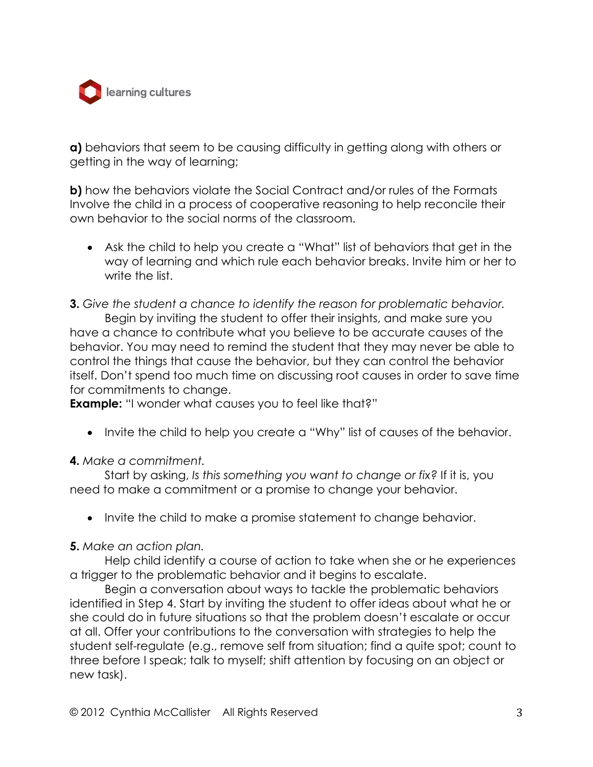**a)** behaviors that seem to be causing difficulty in getting along with others or getting in the way of learning;

**b)** how the behaviors violate the Social Contract and/or rules of the Formats Involve the child in a process of cooperative reasoning to help reconcile their own behavior to the social norms of the classroom.

- Ask the child to help you create a "What" list of behaviors that get in the way of learning and which rule each behavior breaks. Invite him or her to write the list.

**3.** *Give the student a chance to identify the reason for problematic behavior.*

Begin by inviting the student to offer their insights, and make sure you have a chance to contribute what you believe to be accurate causes of the behavior. You may need to remind the student that they may never be able to control the things that cause the behavior, but they can control the behavior itself. Don't spend too much time on discussing root causes in order to save time for commitments to change.

**Example:** "I wonder what causes you to feel like that?"

- Invite the child to help you create a "Why" list of causes of the behavior.

**4.** *Make a commitment.*

Start by asking, *Is this something you want to change or fix?* If it is, you need to make a commitment or a promise to change your behavior.

- Invite the child to make a promise statement to change behavior.

**5.** *Make an action plan.*

Help child identify a course of action to take when she or he experiences a trigger to the problematic behavior and it begins to escalate.

Begin a conversation about ways to tackle the problematic behaviors identified in Step 4. Start by inviting the student to offer ideas about what he or she could do in future situations so that the problem doesn't escalate or occur at all. Offer your contributions to the conversation with strategies to help the student self-regulate (e.g., remove self from situation; find a quite spot; count to three before I speak; talk to myself; shift attention by focusing on an object or new task).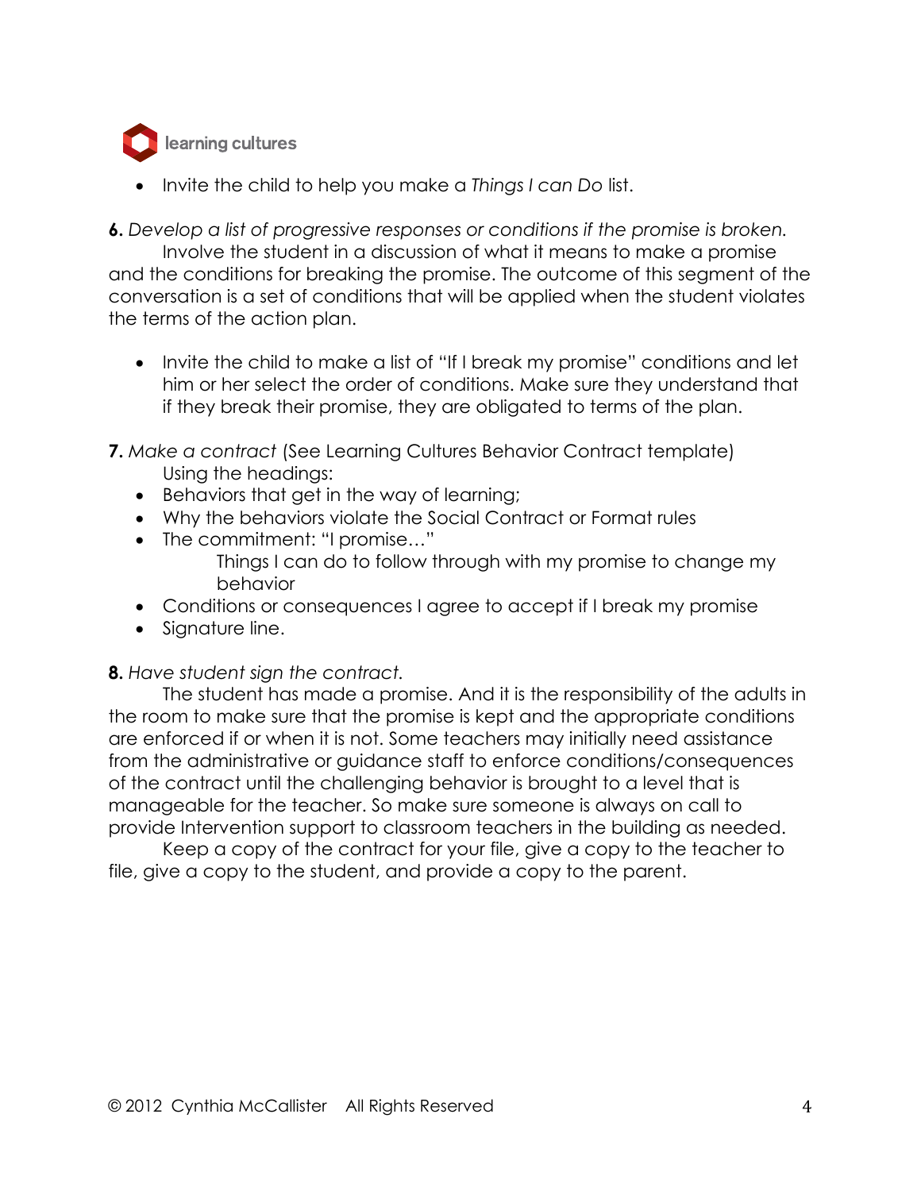- Invite the child to help you make a *Things I can Do* list.

**6.** *Develop a list of progressive responses or conditions if the promise is broken.*
Involve the student in a discussion of what it means to make a promise and the conditions for breaking the promise. The outcome of this segment of the conversation is a set of conditions that will be applied when the student violates the terms of the action plan.

- Invite the child to make a list of "If I break my promise" conditions and let him or her select the order of conditions. Make sure they understand that if they break their promise, they are obligated to terms of the plan.

**7.** *Make a contract* (See Learning Cultures Behavior Contract template)
Using the headings:

- Behaviors that get in the way of learning;
- Why the behaviors violate the Social Contract or Format rules
- The commitment: "I promise…"
  Things I can do to follow through with my promise to change my behavior
- Conditions or consequences I agree to accept if I break my promise
- Signature line.

**8.** *Have student sign the contract.*
The student has made a promise. And it is the responsibility of the adults in the room to make sure that the promise is kept and the appropriate conditions are enforced if or when it is not. Some teachers may initially need assistance from the administrative or guidance staff to enforce conditions/consequences of the contract until the challenging behavior is brought to a level that is manageable for the teacher. So make sure someone is always on call to provide Intervention support to classroom teachers in the building as needed.

Keep a copy of the contract for your file, give a copy to the teacher to file, give a copy to the student, and provide a copy to the parent.

© 2012 Cynthia McCallister All Rights Reserved